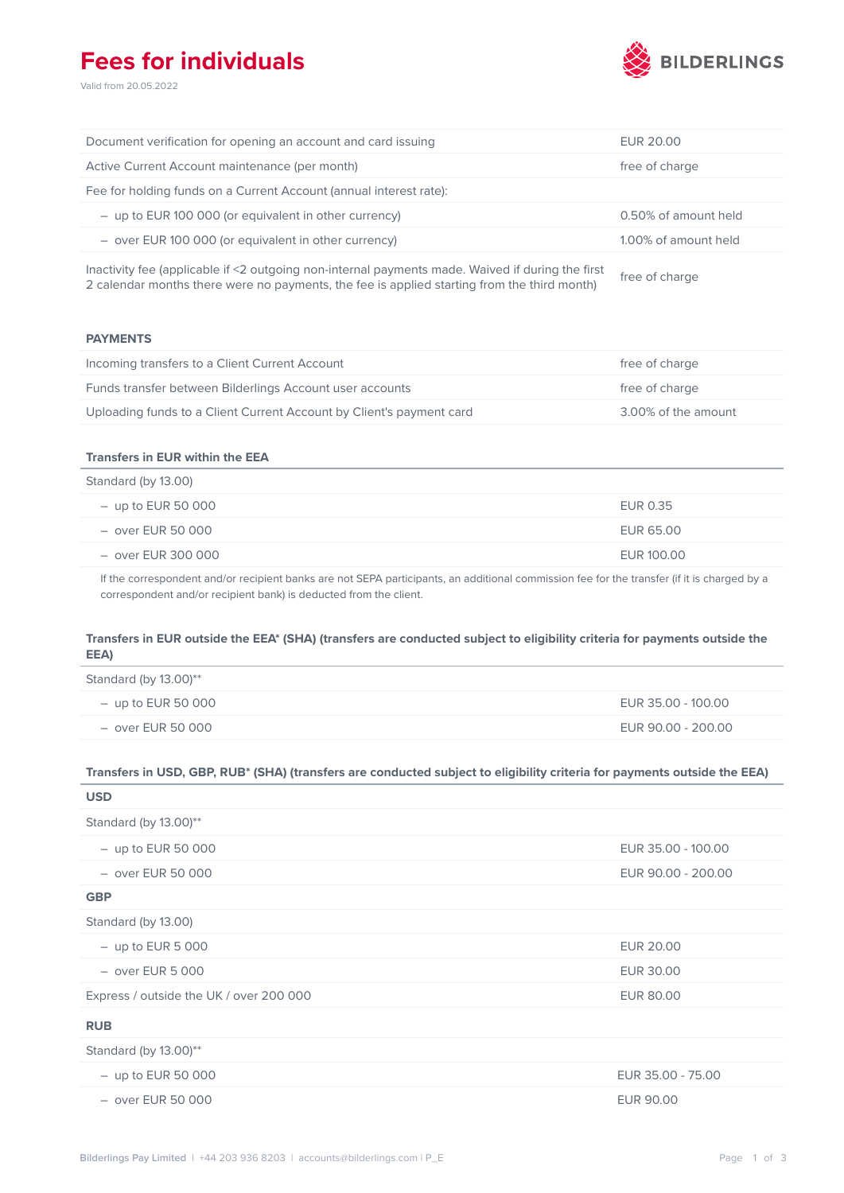# Fees for individuals

Valid from 20.05.2022

BILDERLINGS

| | |
|---|---|
| Document verification for opening an account and card issuing | EUR 20.00 |
| Active Current Account maintenance (per month) | free of charge |
| Fee for holding funds on a Current Account (annual interest rate): | |
| – up to EUR 100 000 (or equivalent in other currency) | 0.50% of amount held |
| – over EUR 100 000 (or equivalent in other currency) | 1.00% of amount held |
| Inactivity fee (applicable if <2 outgoing non-internal payments made. Waived if during the first 2 calendar months there were no payments, the fee is applied starting from the third month) | free of charge |

## PAYMENTS

| | |
|---|---|
| Incoming transfers to a Client Current Account | free of charge |
| Funds transfer between Bilderlings Account user accounts | free of charge |
| Uploading funds to a Client Current Account by Client's payment card | 3.00% of the amount |

### Transfers in EUR within the EEA

| | |
|---|---|
| Standard (by 13.00) | |
| – up to EUR 50 000 | EUR 0.35 |
| – over EUR 50 000 | EUR 65.00 |
| – over EUR 300 000 | EUR 100.00 |

If the correspondent and/or recipient banks are not SEPA participants, an additional commission fee for the transfer (if it is charged by a correspondent and/or recipient bank) is deducted from the client.

### Transfers in EUR outside the EEA* (SHA) (transfers are conducted subject to eligibility criteria for payments outside the EEA)

| | |
|---|---|
| Standard (by 13.00)** | |
| – up to EUR 50 000 | EUR 35.00 - 100.00 |
| – over EUR 50 000 | EUR 90.00 - 200.00 |

### Transfers in USD, GBP, RUB* (SHA) (transfers are conducted subject to eligibility criteria for payments outside the EEA)

| | |
|---|---|
| **USD** | |
| Standard (by 13.00)** | |
| – up to EUR 50 000 | EUR 35.00 - 100.00 |
| – over EUR 50 000 | EUR 90.00 - 200.00 |
| **GBP** | |
| Standard (by 13.00) | |
| – up to EUR 5 000 | EUR 20.00 |
| – over EUR 5 000 | EUR 30.00 |
| Express / outside the UK / over 200 000 | EUR 80.00 |
| **RUB** | |
| Standard (by 13.00)** | |
| – up to EUR 50 000 | EUR 35.00 - 75.00 |
| – over EUR 50 000 | EUR 90.00 |

Bilderlings Pay Limited | +44 203 936 8203 | accounts@bilderlings.com | P_E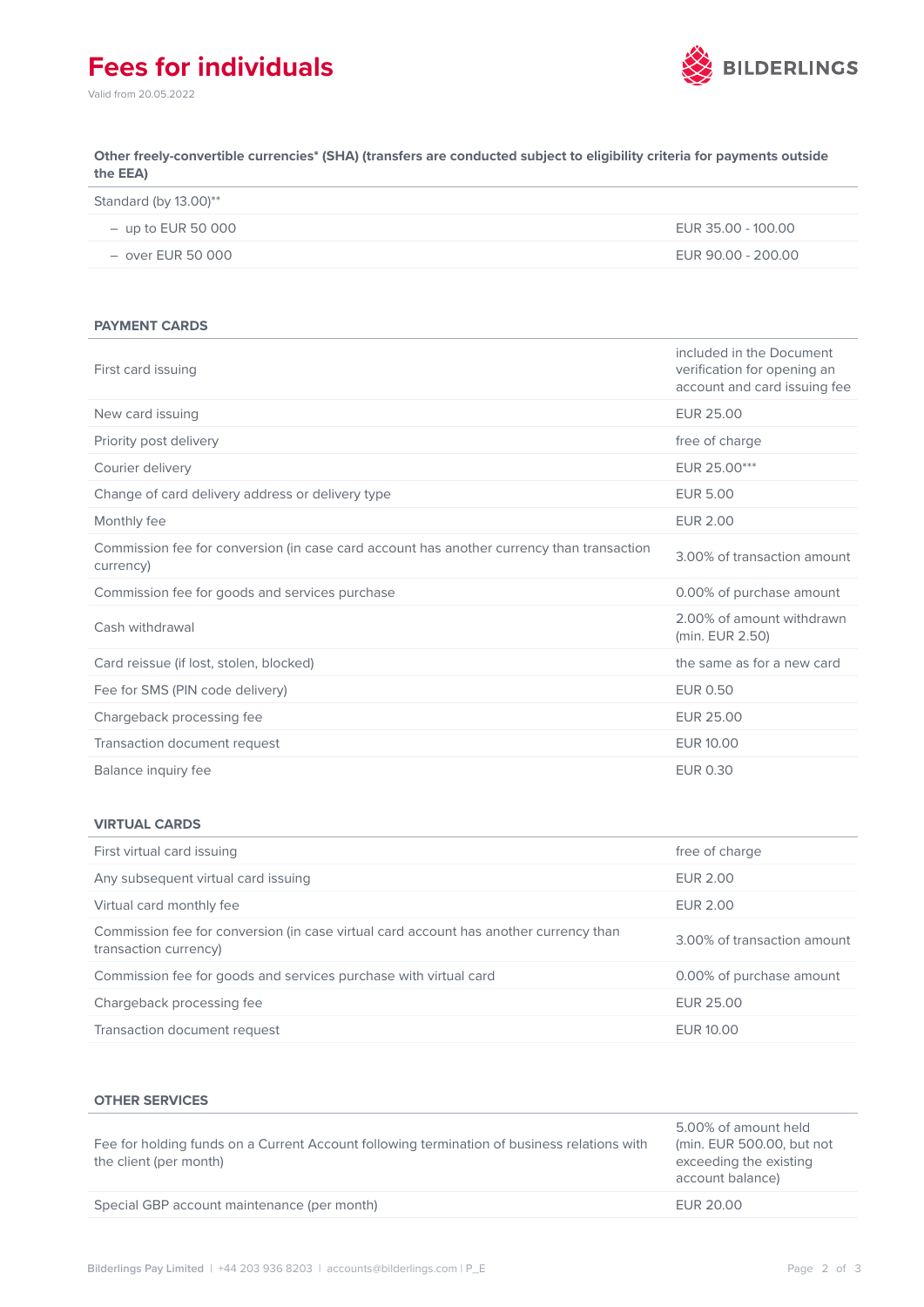# Fees for individuals

Valid from 20.05.2022

| Other freely-convertible currencies* (SHA) (transfers are conducted subject to eligibility criteria for payments outside the EEA) | |
|---|---|
| Standard (by 13.00)** | |
| – up to EUR 50 000 | EUR 35.00 - 100.00 |
| – over EUR 50 000 | EUR 90.00 - 200.00 |

| PAYMENT CARDS | |
|---|---|
| First card issuing | included in the Document verification for opening an account and card issuing fee |
| New card issuing | EUR 25.00 |
| Priority post delivery | free of charge |
| Courier delivery | EUR 25.00*** |
| Change of card delivery address or delivery type | EUR 5.00 |
| Monthly fee | EUR 2.00 |
| Commission fee for conversion (in case card account has another currency than transaction currency) | 3.00% of transaction amount |
| Commission fee for goods and services purchase | 0.00% of purchase amount |
| Cash withdrawal | 2.00% of amount withdrawn (min. EUR 2.50) |
| Card reissue (if lost, stolen, blocked) | the same as for a new card |
| Fee for SMS (PIN code delivery) | EUR 0.50 |
| Chargeback processing fee | EUR 25.00 |
| Transaction document request | EUR 10.00 |
| Balance inquiry fee | EUR 0.30 |

| VIRTUAL CARDS | |
|---|---|
| First virtual card issuing | free of charge |
| Any subsequent virtual card issuing | EUR 2.00 |
| Virtual card monthly fee | EUR 2.00 |
| Commission fee for conversion (in case virtual card account has another currency than transaction currency) | 3.00% of transaction amount |
| Commission fee for goods and services purchase with virtual card | 0.00% of purchase amount |
| Chargeback processing fee | EUR 25.00 |
| Transaction document request | EUR 10.00 |

| OTHER SERVICES | |
|---|---|
| Fee for holding funds on a Current Account following termination of business relations with the client (per month) | 5.00% of amount held (min. EUR 500.00, but not exceeding the existing account balance) |
| Special GBP account maintenance (per month) | EUR 20.00 |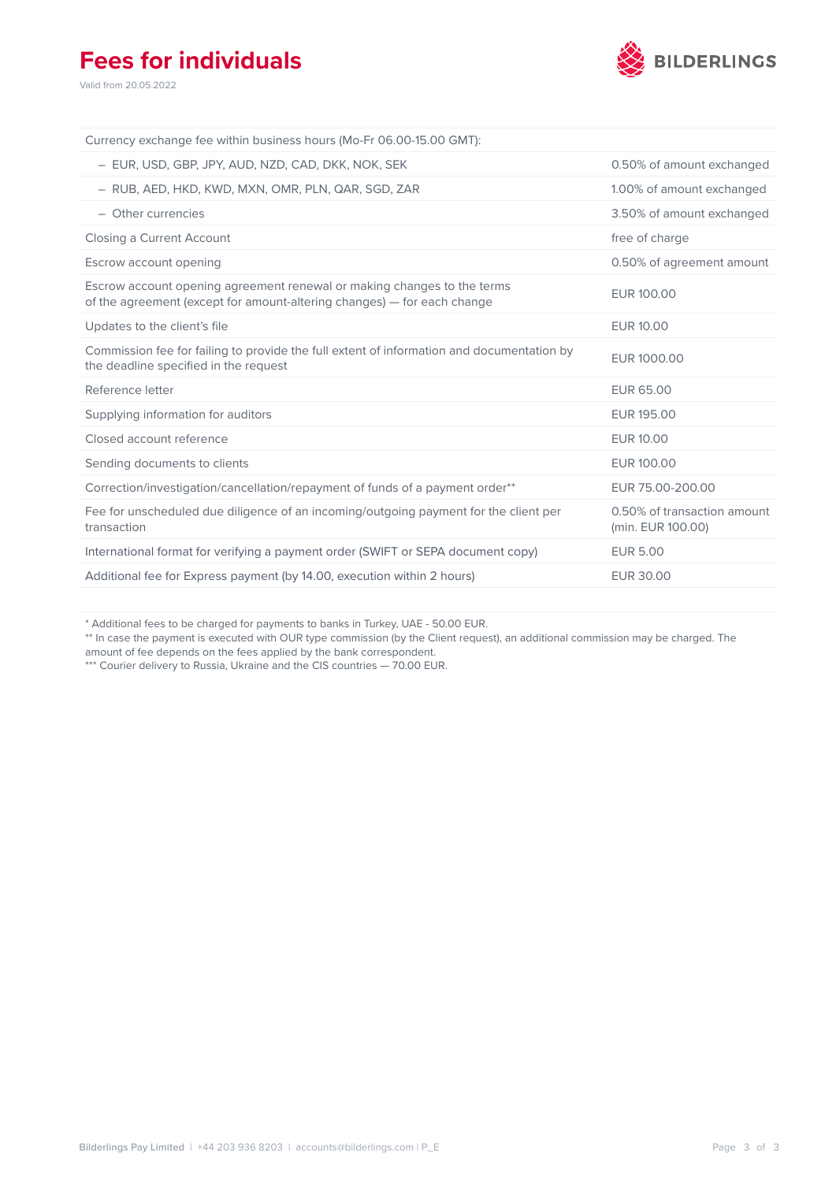# Fees for individuals

Valid from 20.05.2022

| | |
|---|---|
| Currency exchange fee within business hours (Mo-Fr 06.00-15.00 GMT): | |
| – EUR, USD, GBP, JPY, AUD, NZD, CAD, DKK, NOK, SEK | 0.50% of amount exchanged |
| – RUB, AED, HKD, KWD, MXN, OMR, PLN, QAR, SGD, ZAR | 1.00% of amount exchanged |
| – Other currencies | 3.50% of amount exchanged |
| Closing a Current Account | free of charge |
| Escrow account opening | 0.50% of agreement amount |
| Escrow account opening agreement renewal or making changes to the terms of the agreement (except for amount-altering changes) — for each change | EUR 100.00 |
| Updates to the client's file | EUR 10.00 |
| Commission fee for failing to provide the full extent of information and documentation by the deadline specified in the request | EUR 1000.00 |
| Reference letter | EUR 65.00 |
| Supplying information for auditors | EUR 195.00 |
| Closed account reference | EUR 10.00 |
| Sending documents to clients | EUR 100.00 |
| Correction/investigation/cancellation/repayment of funds of a payment order** | EUR 75.00-200.00 |
| Fee for unscheduled due diligence of an incoming/outgoing payment for the client per transaction | 0.50% of transaction amount (min. EUR 100.00) |
| International format for verifying a payment order (SWIFT or SEPA document copy) | EUR 5.00 |
| Additional fee for Express payment (by 14.00, execution within 2 hours) | EUR 30.00 |

* Additional fees to be charged for payments to banks in Turkey, UAE - 50.00 EUR.

** In case the payment is executed with OUR type commission (by the Client request), an additional commission may be charged. The amount of fee depends on the fees applied by the bank correspondent.

*** Courier delivery to Russia, Ukraine and the CIS countries — 70.00 EUR.

Bilderlings Pay Limited | +44 203 936 8203 | accounts@bilderlings.com | P_E